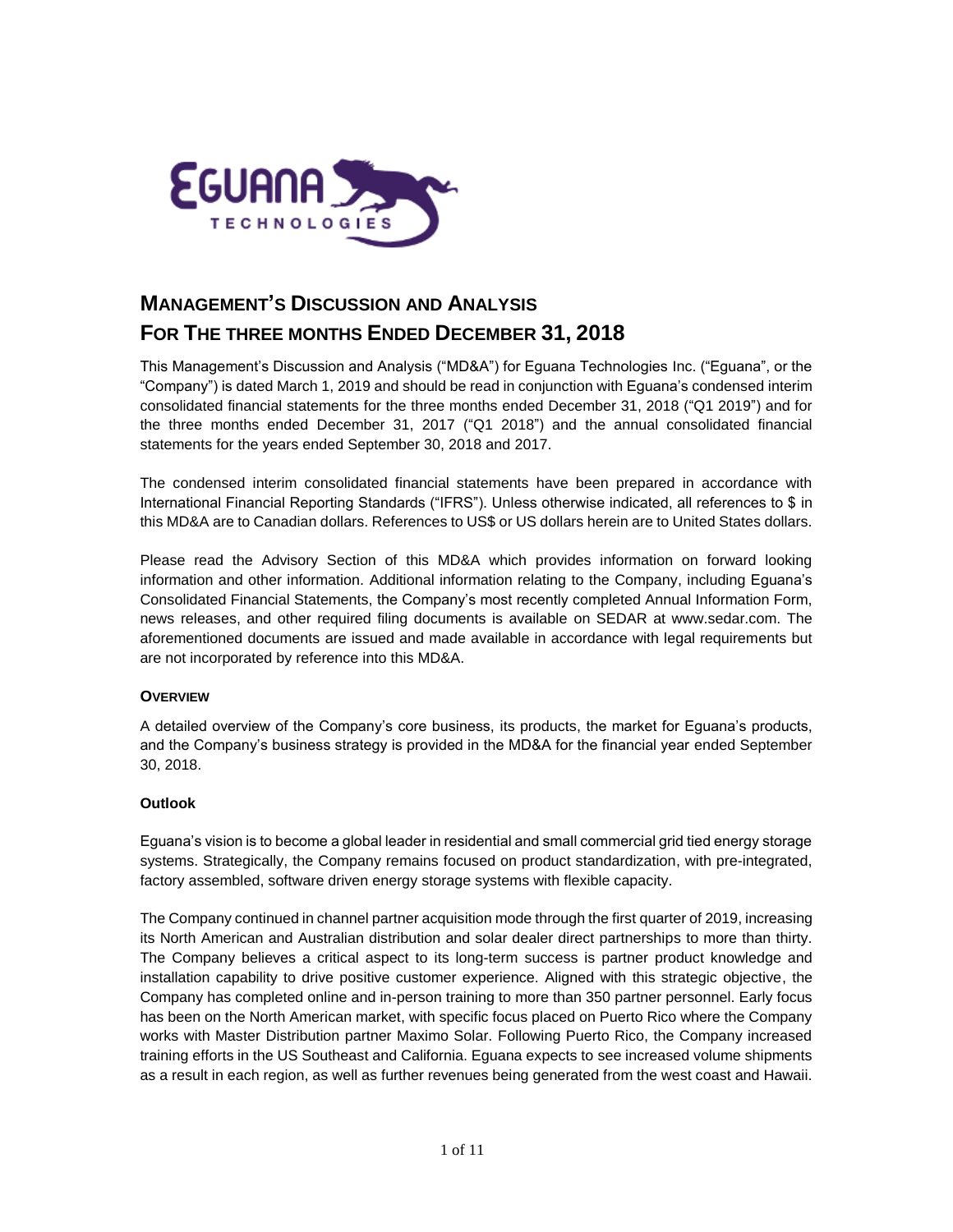# MANAGEMENT'S DISCUSSION AND ANALYSIS
# FOR THE THREE MONTHS ENDED DECEMBER 31, 2018

This Management's Discussion and Analysis ("MD&A") for Eguana Technologies Inc. ("Eguana", or the "Company") is dated March 1, 2019 and should be read in conjunction with Eguana's condensed interim consolidated financial statements for the three months ended December 31, 2018 ("Q1 2019") and for the three months ended December 31, 2017 ("Q1 2018") and the annual consolidated financial statements for the years ended September 30, 2018 and 2017.

The condensed interim consolidated financial statements have been prepared in accordance with International Financial Reporting Standards ("IFRS"). Unless otherwise indicated, all references to $ in this MD&A are to Canadian dollars. References to US$ or US dollars herein are to United States dollars.

Please read the Advisory Section of this MD&A which provides information on forward looking information and other information. Additional information relating to the Company, including Eguana's Consolidated Financial Statements, the Company's most recently completed Annual Information Form, news releases, and other required filing documents is available on SEDAR at www.sedar.com. The aforementioned documents are issued and made available in accordance with legal requirements but are not incorporated by reference into this MD&A.

## OVERVIEW

A detailed overview of the Company's core business, its products, the market for Eguana's products, and the Company's business strategy is provided in the MD&A for the financial year ended September 30, 2018.

### Outlook

Eguana's vision is to become a global leader in residential and small commercial grid tied energy storage systems. Strategically, the Company remains focused on product standardization, with pre-integrated, factory assembled, software driven energy storage systems with flexible capacity.

The Company continued in channel partner acquisition mode through the first quarter of 2019, increasing its North American and Australian distribution and solar dealer direct partnerships to more than thirty. The Company believes a critical aspect to its long-term success is partner product knowledge and installation capability to drive positive customer experience. Aligned with this strategic objective, the Company has completed online and in-person training to more than 350 partner personnel. Early focus has been on the North American market, with specific focus placed on Puerto Rico where the Company works with Master Distribution partner Maximo Solar. Following Puerto Rico, the Company increased training efforts in the US Southeast and California. Eguana expects to see increased volume shipments as a result in each region, as well as further revenues being generated from the west coast and Hawaii.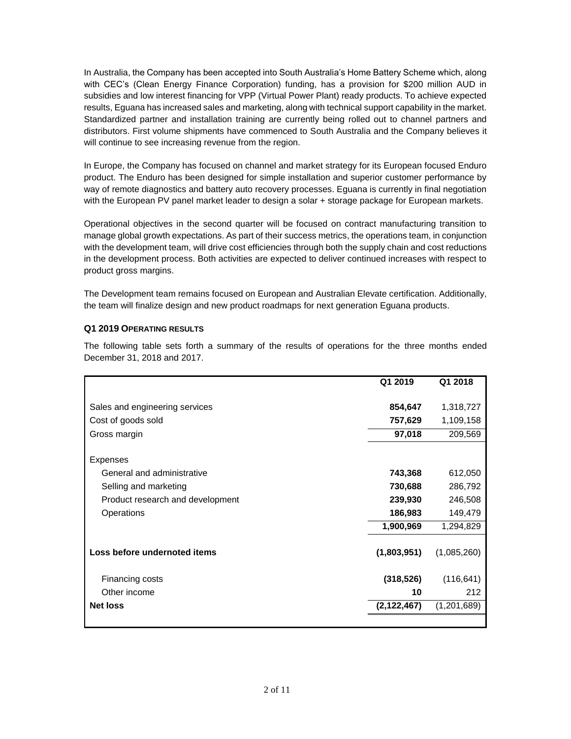In Australia, the Company has been accepted into South Australia's Home Battery Scheme which, along with CEC's (Clean Energy Finance Corporation) funding, has a provision for $200 million AUD in subsidies and low interest financing for VPP (Virtual Power Plant) ready products. To achieve expected results, Eguana has increased sales and marketing, along with technical support capability in the market. Standardized partner and installation training are currently being rolled out to channel partners and distributors. First volume shipments have commenced to South Australia and the Company believes it will continue to see increasing revenue from the region.

In Europe, the Company has focused on channel and market strategy for its European focused Enduro product. The Enduro has been designed for simple installation and superior customer performance by way of remote diagnostics and battery auto recovery processes. Eguana is currently in final negotiation with the European PV panel market leader to design a solar + storage package for European markets.

Operational objectives in the second quarter will be focused on contract manufacturing transition to manage global growth expectations. As part of their success metrics, the operations team, in conjunction with the development team, will drive cost efficiencies through both the supply chain and cost reductions in the development process. Both activities are expected to deliver continued increases with respect to product gross margins.

The Development team remains focused on European and Australian Elevate certification. Additionally, the team will finalize design and new product roadmaps for next generation Eguana products.

### Q1 2019 OPERATING RESULTS

The following table sets forth a summary of the results of operations for the three months ended December 31, 2018 and 2017.

| | Q1 2019 | Q1 2018 |
|---|---|---|
| Sales and engineering services | **854,647** | 1,318,727 |
| Cost of goods sold | **757,629** | 1,109,158 |
| Gross margin | **97,018** | 209,569 |
| Expenses | | |
| General and administrative | **743,368** | 612,050 |
| Selling and marketing | **730,688** | 286,792 |
| Product research and development | **239,930** | 246,508 |
| Operations | **186,983** | 149,479 |
| | **1,900,969** | 1,294,829 |
| **Loss before undernoted items** | **(1,803,951)** | (1,085,260) |
| Financing costs | **(318,526)** | (116,641) |
| Other income | **10** | 212 |
| **Net loss** | **(2,122,467)** | (1,201,689) |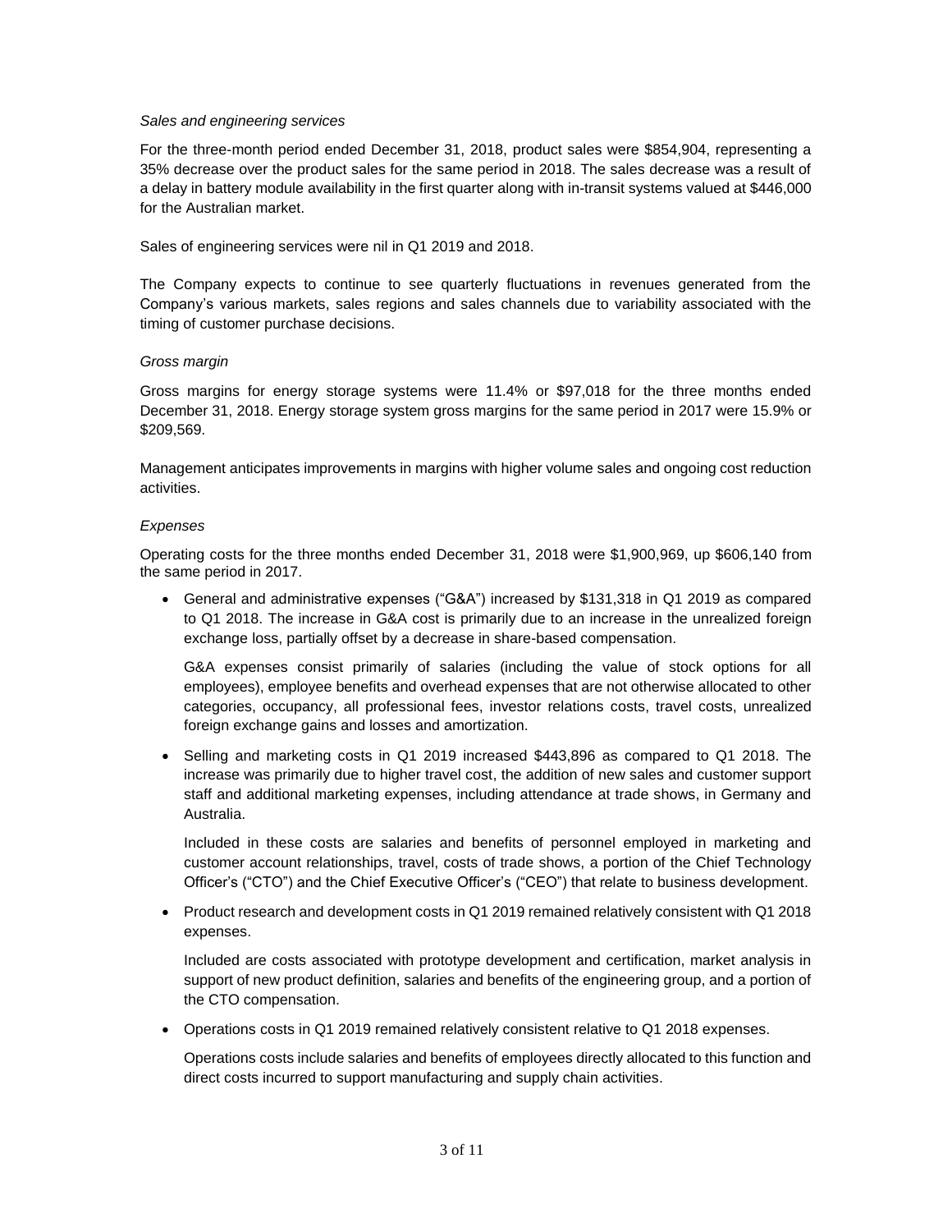*Sales and engineering services*

For the three-month period ended December 31, 2018, product sales were $854,904, representing a 35% decrease over the product sales for the same period in 2018. The sales decrease was a result of a delay in battery module availability in the first quarter along with in-transit systems valued at $446,000 for the Australian market.

Sales of engineering services were nil in Q1 2019 and 2018.

The Company expects to continue to see quarterly fluctuations in revenues generated from the Company's various markets, sales regions and sales channels due to variability associated with the timing of customer purchase decisions.

*Gross margin*

Gross margins for energy storage systems were 11.4% or $97,018 for the three months ended December 31, 2018. Energy storage system gross margins for the same period in 2017 were 15.9% or $209,569.

Management anticipates improvements in margins with higher volume sales and ongoing cost reduction activities.

*Expenses*

Operating costs for the three months ended December 31, 2018 were $1,900,969, up $606,140 from the same period in 2017.

- General and administrative expenses ("G&A") increased by $131,318 in Q1 2019 as compared to Q1 2018. The increase in G&A cost is primarily due to an increase in the unrealized foreign exchange loss, partially offset by a decrease in share-based compensation.

  G&A expenses consist primarily of salaries (including the value of stock options for all employees), employee benefits and overhead expenses that are not otherwise allocated to other categories, occupancy, all professional fees, investor relations costs, travel costs, unrealized foreign exchange gains and losses and amortization.

- Selling and marketing costs in Q1 2019 increased $443,896 as compared to Q1 2018. The increase was primarily due to higher travel cost, the addition of new sales and customer support staff and additional marketing expenses, including attendance at trade shows, in Germany and Australia.

  Included in these costs are salaries and benefits of personnel employed in marketing and customer account relationships, travel, costs of trade shows, a portion of the Chief Technology Officer's ("CTO") and the Chief Executive Officer's ("CEO") that relate to business development.

- Product research and development costs in Q1 2019 remained relatively consistent with Q1 2018 expenses.

  Included are costs associated with prototype development and certification, market analysis in support of new product definition, salaries and benefits of the engineering group, and a portion of the CTO compensation.

- Operations costs in Q1 2019 remained relatively consistent relative to Q1 2018 expenses.

  Operations costs include salaries and benefits of employees directly allocated to this function and direct costs incurred to support manufacturing and supply chain activities.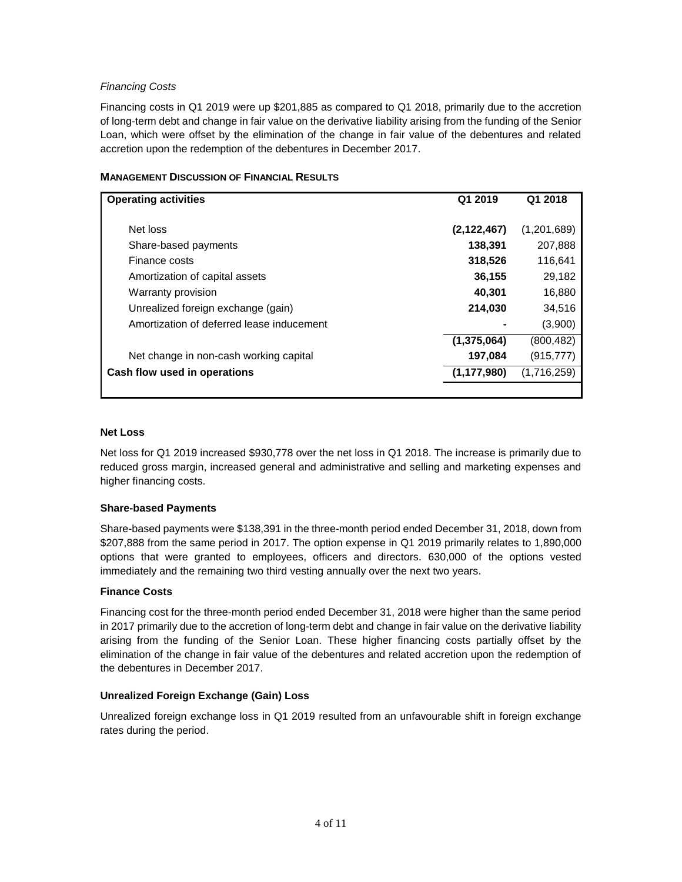*Financing Costs*

Financing costs in Q1 2019 were up $201,885 as compared to Q1 2018, primarily due to the accretion of long-term debt and change in fair value on the derivative liability arising from the funding of the Senior Loan, which were offset by the elimination of the change in fair value of the debentures and related accretion upon the redemption of the debentures in December 2017.

**MANAGEMENT DISCUSSION OF FINANCIAL RESULTS**

| **Operating activities** | **Q1 2019** | **Q1 2018** |
|---|---|---|
| Net loss | **(2,122,467)** | (1,201,689) |
| Share-based payments | **138,391** | 207,888 |
| Finance costs | **318,526** | 116,641 |
| Amortization of capital assets | **36,155** | 29,182 |
| Warranty provision | **40,301** | 16,880 |
| Unrealized foreign exchange (gain) | **214,030** | 34,516 |
| Amortization of deferred lease inducement | **-** | (3,900) |
| | **(1,375,064)** | (800,482) |
| Net change in non-cash working capital | **197,084** | (915,777) |
| **Cash flow used in operations** | **(1,177,980)** | (1,716,259) |

**Net Loss**

Net loss for Q1 2019 increased $930,778 over the net loss in Q1 2018. The increase is primarily due to reduced gross margin, increased general and administrative and selling and marketing expenses and higher financing costs.

**Share-based Payments**

Share-based payments were $138,391 in the three-month period ended December 31, 2018, down from $207,888 from the same period in 2017. The option expense in Q1 2019 primarily relates to 1,890,000 options that were granted to employees, officers and directors. 630,000 of the options vested immediately and the remaining two third vesting annually over the next two years.

**Finance Costs**

Financing cost for the three-month period ended December 31, 2018 were higher than the same period in 2017 primarily due to the accretion of long-term debt and change in fair value on the derivative liability arising from the funding of the Senior Loan. These higher financing costs partially offset by the elimination of the change in fair value of the debentures and related accretion upon the redemption of the debentures in December 2017.

**Unrealized Foreign Exchange (Gain) Loss**

Unrealized foreign exchange loss in Q1 2019 resulted from an unfavourable shift in foreign exchange rates during the period.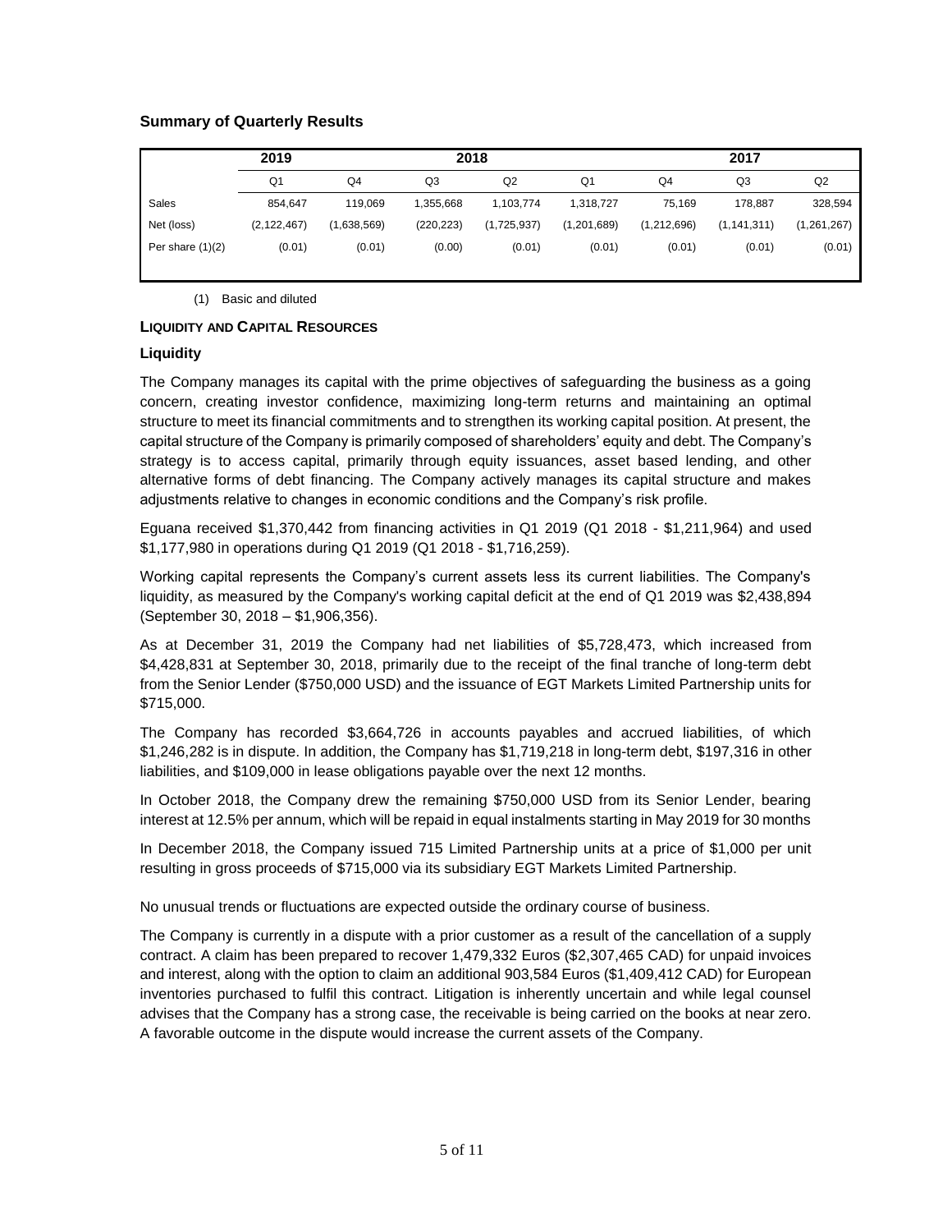### Summary of Quarterly Results

| | 2019 | 2018 | | | | 2017 | | |
|---|---|---|---|---|---|---|---|---|
| | Q1 | Q4 | Q3 | Q2 | Q1 | Q4 | Q3 | Q2 |
| Sales | 854,647 | 119,069 | 1,355,668 | 1,103,774 | 1,318,727 | 75,169 | 178,887 | 328,594 |
| Net (loss) | (2,122,467) | (1,638,569) | (220,223) | (1,725,937) | (1,201,689) | (1,212,696) | (1,141,311) | (1,261,267) |
| Per share (1)(2) | (0.01) | (0.01) | (0.00) | (0.01) | (0.01) | (0.01) | (0.01) | (0.01) |

(1) Basic and diluted

## LIQUIDITY AND CAPITAL RESOURCES

### Liquidity

The Company manages its capital with the prime objectives of safeguarding the business as a going concern, creating investor confidence, maximizing long-term returns and maintaining an optimal structure to meet its financial commitments and to strengthen its working capital position. At present, the capital structure of the Company is primarily composed of shareholders' equity and debt. The Company's strategy is to access capital, primarily through equity issuances, asset based lending, and other alternative forms of debt financing. The Company actively manages its capital structure and makes adjustments relative to changes in economic conditions and the Company's risk profile.

Eguana received $1,370,442 from financing activities in Q1 2019 (Q1 2018 - $1,211,964) and used $1,177,980 in operations during Q1 2019 (Q1 2018 - $1,716,259).

Working capital represents the Company's current assets less its current liabilities. The Company's liquidity, as measured by the Company's working capital deficit at the end of Q1 2019 was $2,438,894 (September 30, 2018 – $1,906,356).

As at December 31, 2019 the Company had net liabilities of $5,728,473, which increased from $4,428,831 at September 30, 2018, primarily due to the receipt of the final tranche of long-term debt from the Senior Lender ($750,000 USD) and the issuance of EGT Markets Limited Partnership units for $715,000.

The Company has recorded $3,664,726 in accounts payables and accrued liabilities, of which $1,246,282 is in dispute. In addition, the Company has $1,719,218 in long-term debt, $197,316 in other liabilities, and $109,000 in lease obligations payable over the next 12 months.

In October 2018, the Company drew the remaining $750,000 USD from its Senior Lender, bearing interest at 12.5% per annum, which will be repaid in equal instalments starting in May 2019 for 30 months

In December 2018, the Company issued 715 Limited Partnership units at a price of $1,000 per unit resulting in gross proceeds of $715,000 via its subsidiary EGT Markets Limited Partnership.

No unusual trends or fluctuations are expected outside the ordinary course of business.

The Company is currently in a dispute with a prior customer as a result of the cancellation of a supply contract. A claim has been prepared to recover 1,479,332 Euros ($2,307,465 CAD) for unpaid invoices and interest, along with the option to claim an additional 903,584 Euros ($1,409,412 CAD) for European inventories purchased to fulfil this contract. Litigation is inherently uncertain and while legal counsel advises that the Company has a strong case, the receivable is being carried on the books at near zero. A favorable outcome in the dispute would increase the current assets of the Company.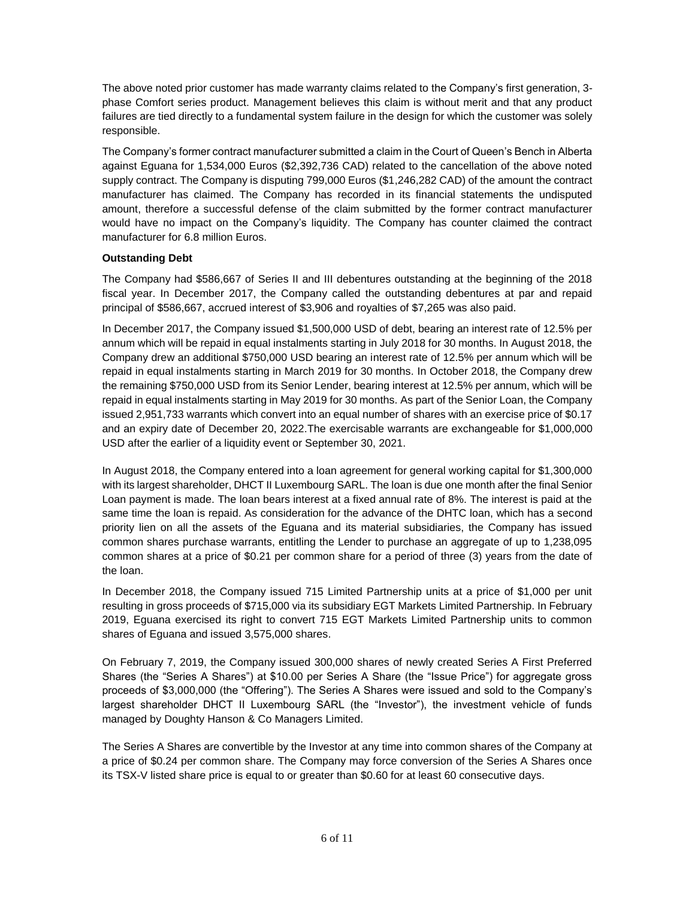The above noted prior customer has made warranty claims related to the Company's first generation, 3-phase Comfort series product. Management believes this claim is without merit and that any product failures are tied directly to a fundamental system failure in the design for which the customer was solely responsible.

The Company's former contract manufacturer submitted a claim in the Court of Queen's Bench in Alberta against Eguana for 1,534,000 Euros ($2,392,736 CAD) related to the cancellation of the above noted supply contract. The Company is disputing 799,000 Euros ($1,246,282 CAD) of the amount the contract manufacturer has claimed. The Company has recorded in its financial statements the undisputed amount, therefore a successful defense of the claim submitted by the former contract manufacturer would have no impact on the Company's liquidity. The Company has counter claimed the contract manufacturer for 6.8 million Euros.

**Outstanding Debt**

The Company had $586,667 of Series II and III debentures outstanding at the beginning of the 2018 fiscal year. In December 2017, the Company called the outstanding debentures at par and repaid principal of $586,667, accrued interest of $3,906 and royalties of $7,265 was also paid.

In December 2017, the Company issued $1,500,000 USD of debt, bearing an interest rate of 12.5% per annum which will be repaid in equal instalments starting in July 2018 for 30 months. In August 2018, the Company drew an additional $750,000 USD bearing an interest rate of 12.5% per annum which will be repaid in equal instalments starting in March 2019 for 30 months. In October 2018, the Company drew the remaining $750,000 USD from its Senior Lender, bearing interest at 12.5% per annum, which will be repaid in equal instalments starting in May 2019 for 30 months. As part of the Senior Loan, the Company issued 2,951,733 warrants which convert into an equal number of shares with an exercise price of $0.17 and an expiry date of December 20, 2022.The exercisable warrants are exchangeable for $1,000,000 USD after the earlier of a liquidity event or September 30, 2021.

In August 2018, the Company entered into a loan agreement for general working capital for $1,300,000 with its largest shareholder, DHCT II Luxembourg SARL. The loan is due one month after the final Senior Loan payment is made. The loan bears interest at a fixed annual rate of 8%. The interest is paid at the same time the loan is repaid. As consideration for the advance of the DHTC loan, which has a second priority lien on all the assets of the Eguana and its material subsidiaries, the Company has issued common shares purchase warrants, entitling the Lender to purchase an aggregate of up to 1,238,095 common shares at a price of $0.21 per common share for a period of three (3) years from the date of the loan.

In December 2018, the Company issued 715 Limited Partnership units at a price of $1,000 per unit resulting in gross proceeds of $715,000 via its subsidiary EGT Markets Limited Partnership. In February 2019, Eguana exercised its right to convert 715 EGT Markets Limited Partnership units to common shares of Eguana and issued 3,575,000 shares.

On February 7, 2019, the Company issued 300,000 shares of newly created Series A First Preferred Shares (the "Series A Shares") at $10.00 per Series A Share (the "Issue Price") for aggregate gross proceeds of $3,000,000 (the "Offering"). The Series A Shares were issued and sold to the Company's largest shareholder DHCT II Luxembourg SARL (the "Investor"), the investment vehicle of funds managed by Doughty Hanson & Co Managers Limited.

The Series A Shares are convertible by the Investor at any time into common shares of the Company at a price of $0.24 per common share. The Company may force conversion of the Series A Shares once its TSX-V listed share price is equal to or greater than $0.60 for at least 60 consecutive days.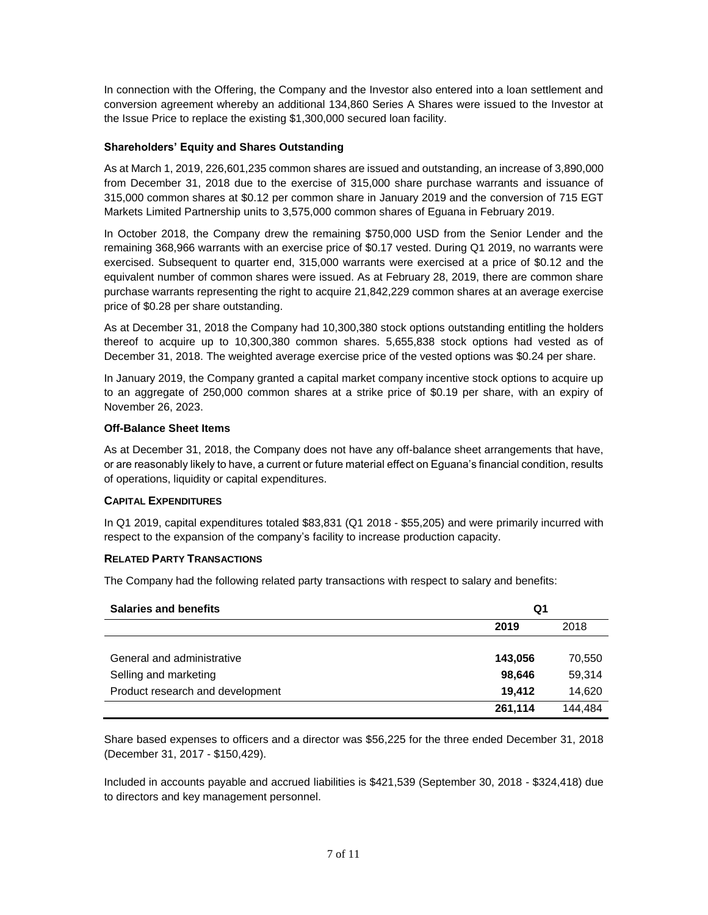In connection with the Offering, the Company and the Investor also entered into a loan settlement and conversion agreement whereby an additional 134,860 Series A Shares were issued to the Investor at the Issue Price to replace the existing $1,300,000 secured loan facility.

### Shareholders' Equity and Shares Outstanding

As at March 1, 2019, 226,601,235 common shares are issued and outstanding, an increase of 3,890,000 from December 31, 2018 due to the exercise of 315,000 share purchase warrants and issuance of 315,000 common shares at $0.12 per common share in January 2019 and the conversion of 715 EGT Markets Limited Partnership units to 3,575,000 common shares of Eguana in February 2019.

In October 2018, the Company drew the remaining $750,000 USD from the Senior Lender and the remaining 368,966 warrants with an exercise price of $0.17 vested. During Q1 2019, no warrants were exercised. Subsequent to quarter end, 315,000 warrants were exercised at a price of $0.12 and the equivalent number of common shares were issued. As at February 28, 2019, there are common share purchase warrants representing the right to acquire 21,842,229 common shares at an average exercise price of $0.28 per share outstanding.

As at December 31, 2018 the Company had 10,300,380 stock options outstanding entitling the holders thereof to acquire up to 10,300,380 common shares. 5,655,838 stock options had vested as of December 31, 2018. The weighted average exercise price of the vested options was $0.24 per share.

In January 2019, the Company granted a capital market company incentive stock options to acquire up to an aggregate of 250,000 common shares at a strike price of $0.19 per share, with an expiry of November 26, 2023.

### Off-Balance Sheet Items

As at December 31, 2018, the Company does not have any off-balance sheet arrangements that have, or are reasonably likely to have, a current or future material effect on Eguana's financial condition, results of operations, liquidity or capital expenditures.

## CAPITAL EXPENDITURES

In Q1 2019, capital expenditures totaled $83,831 (Q1 2018 - $55,205) and were primarily incurred with respect to the expansion of the company's facility to increase production capacity.

## RELATED PARTY TRANSACTIONS

The Company had the following related party transactions with respect to salary and benefits:

| Salaries and benefits | Q1 | |
|---|---|---|
| | **2019** | 2018 |
| General and administrative | **143,056** | 70,550 |
| Selling and marketing | **98,646** | 59,314 |
| Product research and development | **19,412** | 14,620 |
| | **261,114** | 144,484 |

Share based expenses to officers and a director was $56,225 for the three ended December 31, 2018 (December 31, 2017 - $150,429).

Included in accounts payable and accrued liabilities is $421,539 (September 30, 2018 - $324,418) due to directors and key management personnel.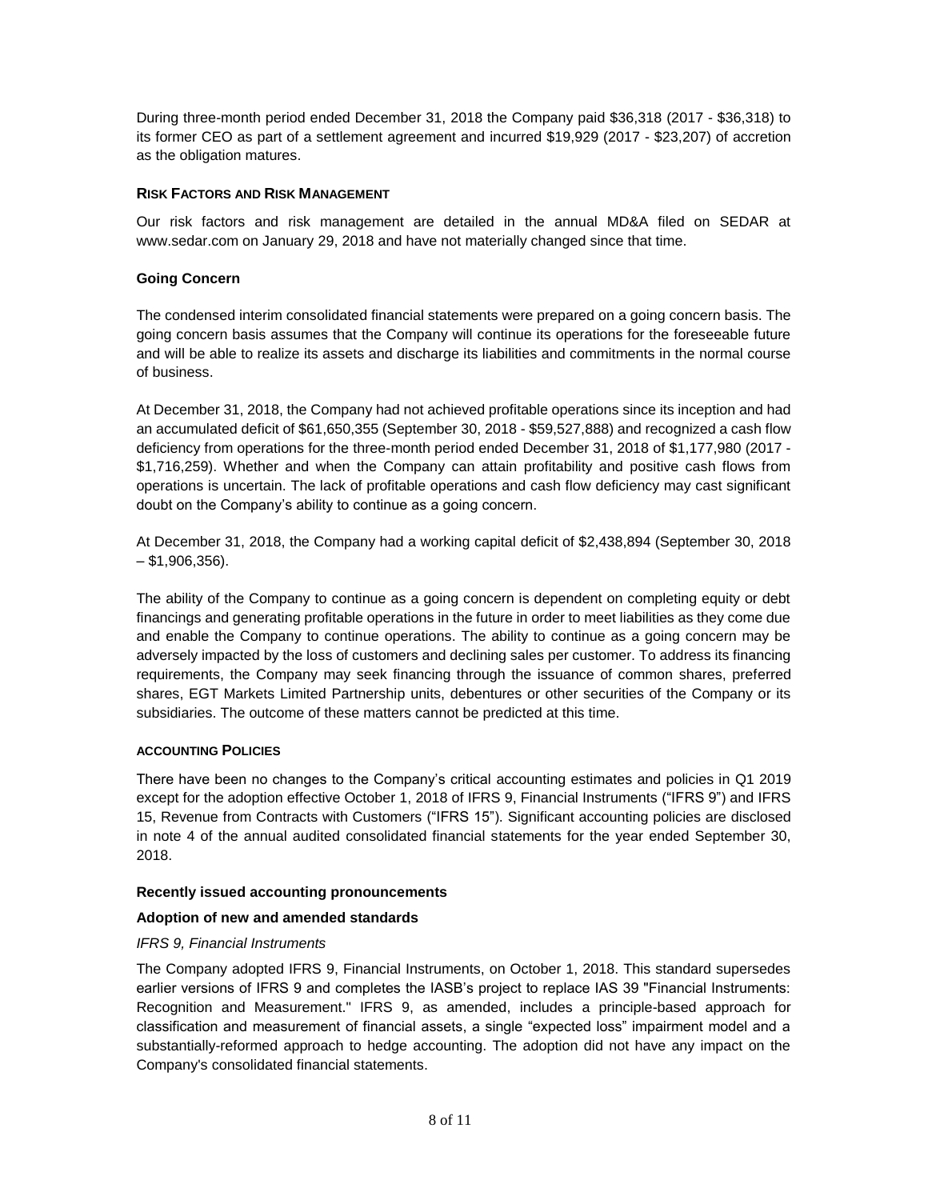During three-month period ended December 31, 2018 the Company paid $36,318 (2017 - $36,318) to its former CEO as part of a settlement agreement and incurred $19,929 (2017 - $23,207) of accretion as the obligation matures.

## RISK FACTORS AND RISK MANAGEMENT

Our risk factors and risk management are detailed in the annual MD&A filed on SEDAR at www.sedar.com on January 29, 2018 and have not materially changed since that time.

### Going Concern

The condensed interim consolidated financial statements were prepared on a going concern basis. The going concern basis assumes that the Company will continue its operations for the foreseeable future and will be able to realize its assets and discharge its liabilities and commitments in the normal course of business.

At December 31, 2018, the Company had not achieved profitable operations since its inception and had an accumulated deficit of $61,650,355 (September 30, 2018 - $59,527,888) and recognized a cash flow deficiency from operations for the three-month period ended December 31, 2018 of $1,177,980 (2017 - $1,716,259). Whether and when the Company can attain profitability and positive cash flows from operations is uncertain. The lack of profitable operations and cash flow deficiency may cast significant doubt on the Company's ability to continue as a going concern.

At December 31, 2018, the Company had a working capital deficit of $2,438,894 (September 30, 2018 – $1,906,356).

The ability of the Company to continue as a going concern is dependent on completing equity or debt financings and generating profitable operations in the future in order to meet liabilities as they come due and enable the Company to continue operations. The ability to continue as a going concern may be adversely impacted by the loss of customers and declining sales per customer. To address its financing requirements, the Company may seek financing through the issuance of common shares, preferred shares, EGT Markets Limited Partnership units, debentures or other securities of the Company or its subsidiaries. The outcome of these matters cannot be predicted at this time.

## ACCOUNTING POLICIES

There have been no changes to the Company's critical accounting estimates and policies in Q1 2019 except for the adoption effective October 1, 2018 of IFRS 9, Financial Instruments ("IFRS 9") and IFRS 15, Revenue from Contracts with Customers ("IFRS 15"). Significant accounting policies are disclosed in note 4 of the annual audited consolidated financial statements for the year ended September 30, 2018.

### Recently issued accounting pronouncements

### Adoption of new and amended standards

*IFRS 9, Financial Instruments*

The Company adopted IFRS 9, Financial Instruments, on October 1, 2018. This standard supersedes earlier versions of IFRS 9 and completes the IASB's project to replace IAS 39 "Financial Instruments: Recognition and Measurement." IFRS 9, as amended, includes a principle-based approach for classification and measurement of financial assets, a single "expected loss" impairment model and a substantially-reformed approach to hedge accounting. The adoption did not have any impact on the Company's consolidated financial statements.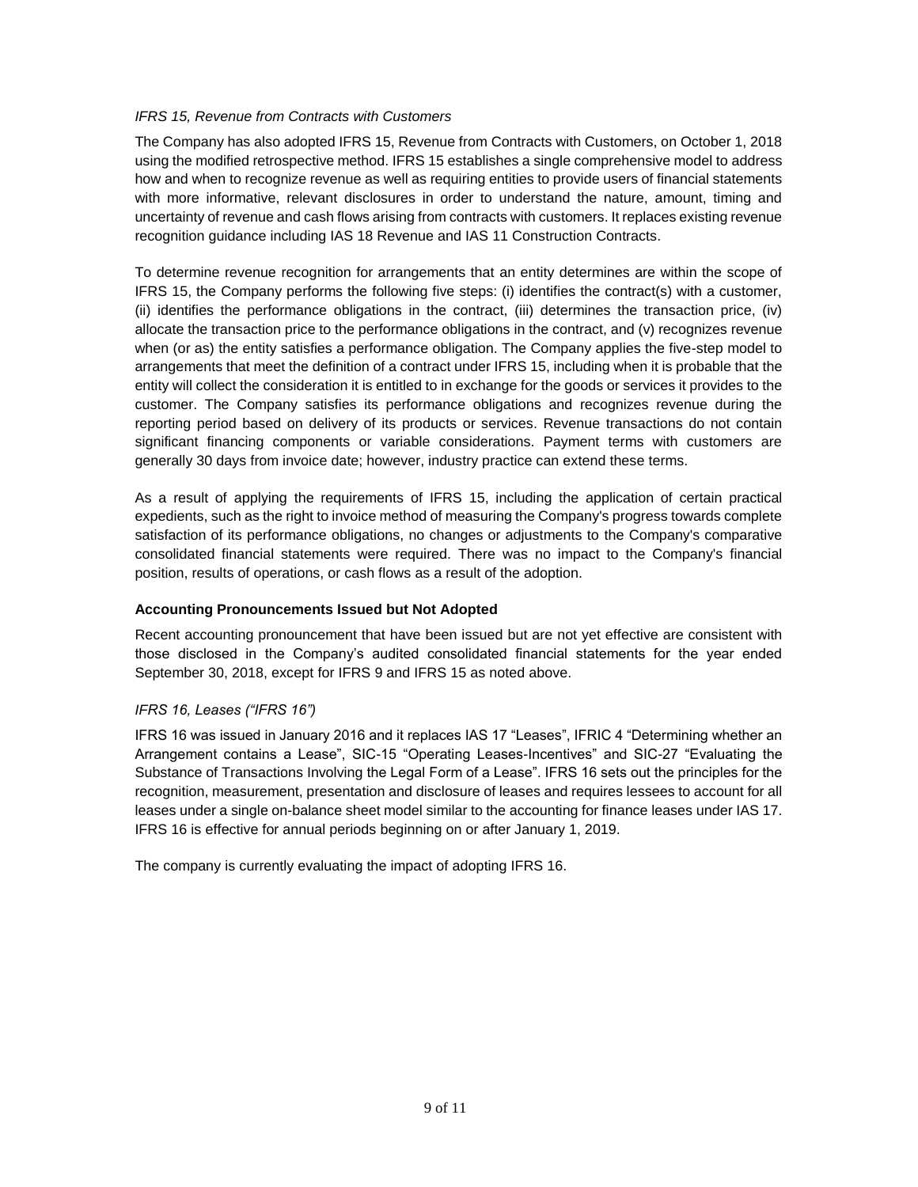*IFRS 15, Revenue from Contracts with Customers*

The Company has also adopted IFRS 15, Revenue from Contracts with Customers, on October 1, 2018 using the modified retrospective method. IFRS 15 establishes a single comprehensive model to address how and when to recognize revenue as well as requiring entities to provide users of financial statements with more informative, relevant disclosures in order to understand the nature, amount, timing and uncertainty of revenue and cash flows arising from contracts with customers. It replaces existing revenue recognition guidance including IAS 18 Revenue and IAS 11 Construction Contracts.

To determine revenue recognition for arrangements that an entity determines are within the scope of IFRS 15, the Company performs the following five steps: (i) identifies the contract(s) with a customer, (ii) identifies the performance obligations in the contract, (iii) determines the transaction price, (iv) allocate the transaction price to the performance obligations in the contract, and (v) recognizes revenue when (or as) the entity satisfies a performance obligation. The Company applies the five-step model to arrangements that meet the definition of a contract under IFRS 15, including when it is probable that the entity will collect the consideration it is entitled to in exchange for the goods or services it provides to the customer. The Company satisfies its performance obligations and recognizes revenue during the reporting period based on delivery of its products or services. Revenue transactions do not contain significant financing components or variable considerations. Payment terms with customers are generally 30 days from invoice date; however, industry practice can extend these terms.

As a result of applying the requirements of IFRS 15, including the application of certain practical expedients, such as the right to invoice method of measuring the Company's progress towards complete satisfaction of its performance obligations, no changes or adjustments to the Company's comparative consolidated financial statements were required. There was no impact to the Company's financial position, results of operations, or cash flows as a result of the adoption.

**Accounting Pronouncements Issued but Not Adopted**

Recent accounting pronouncement that have been issued but are not yet effective are consistent with those disclosed in the Company's audited consolidated financial statements for the year ended September 30, 2018, except for IFRS 9 and IFRS 15 as noted above.

*IFRS 16, Leases ("IFRS 16")*

IFRS 16 was issued in January 2016 and it replaces IAS 17 "Leases", IFRIC 4 "Determining whether an Arrangement contains a Lease", SIC-15 "Operating Leases-Incentives" and SIC-27 "Evaluating the Substance of Transactions Involving the Legal Form of a Lease". IFRS 16 sets out the principles for the recognition, measurement, presentation and disclosure of leases and requires lessees to account for all leases under a single on-balance sheet model similar to the accounting for finance leases under IAS 17. IFRS 16 is effective for annual periods beginning on or after January 1, 2019.

The company is currently evaluating the impact of adopting IFRS 16.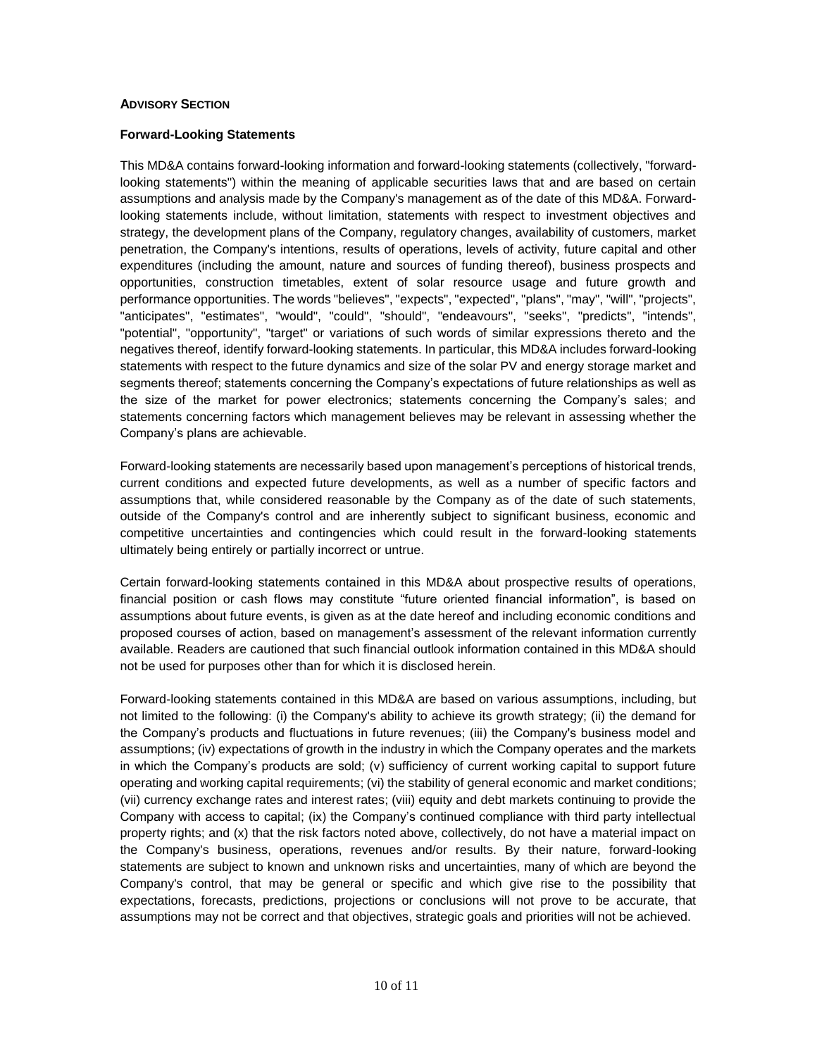## ADVISORY SECTION

### Forward-Looking Statements

This MD&A contains forward-looking information and forward-looking statements (collectively, "forward-looking statements") within the meaning of applicable securities laws that and are based on certain assumptions and analysis made by the Company's management as of the date of this MD&A. Forward-looking statements include, without limitation, statements with respect to investment objectives and strategy, the development plans of the Company, regulatory changes, availability of customers, market penetration, the Company's intentions, results of operations, levels of activity, future capital and other expenditures (including the amount, nature and sources of funding thereof), business prospects and opportunities, construction timetables, extent of solar resource usage and future growth and performance opportunities. The words "believes", "expects", "expected", "plans", "may", "will", "projects", "anticipates", "estimates", "would", "could", "should", "endeavours", "seeks", "predicts", "intends", "potential", "opportunity", "target" or variations of such words of similar expressions thereto and the negatives thereof, identify forward-looking statements. In particular, this MD&A includes forward-looking statements with respect to the future dynamics and size of the solar PV and energy storage market and segments thereof; statements concerning the Company's expectations of future relationships as well as the size of the market for power electronics; statements concerning the Company's sales; and statements concerning factors which management believes may be relevant in assessing whether the Company's plans are achievable.

Forward-looking statements are necessarily based upon management's perceptions of historical trends, current conditions and expected future developments, as well as a number of specific factors and assumptions that, while considered reasonable by the Company as of the date of such statements, outside of the Company's control and are inherently subject to significant business, economic and competitive uncertainties and contingencies which could result in the forward-looking statements ultimately being entirely or partially incorrect or untrue.

Certain forward-looking statements contained in this MD&A about prospective results of operations, financial position or cash flows may constitute "future oriented financial information", is based on assumptions about future events, is given as at the date hereof and including economic conditions and proposed courses of action, based on management's assessment of the relevant information currently available. Readers are cautioned that such financial outlook information contained in this MD&A should not be used for purposes other than for which it is disclosed herein.

Forward-looking statements contained in this MD&A are based on various assumptions, including, but not limited to the following: (i) the Company's ability to achieve its growth strategy; (ii) the demand for the Company's products and fluctuations in future revenues; (iii) the Company's business model and assumptions; (iv) expectations of growth in the industry in which the Company operates and the markets in which the Company's products are sold; (v) sufficiency of current working capital to support future operating and working capital requirements; (vi) the stability of general economic and market conditions; (vii) currency exchange rates and interest rates; (viii) equity and debt markets continuing to provide the Company with access to capital; (ix) the Company's continued compliance with third party intellectual property rights; and (x) that the risk factors noted above, collectively, do not have a material impact on the Company's business, operations, revenues and/or results. By their nature, forward-looking statements are subject to known and unknown risks and uncertainties, many of which are beyond the Company's control, that may be general or specific and which give rise to the possibility that expectations, forecasts, predictions, projections or conclusions will not prove to be accurate, that assumptions may not be correct and that objectives, strategic goals and priorities will not be achieved.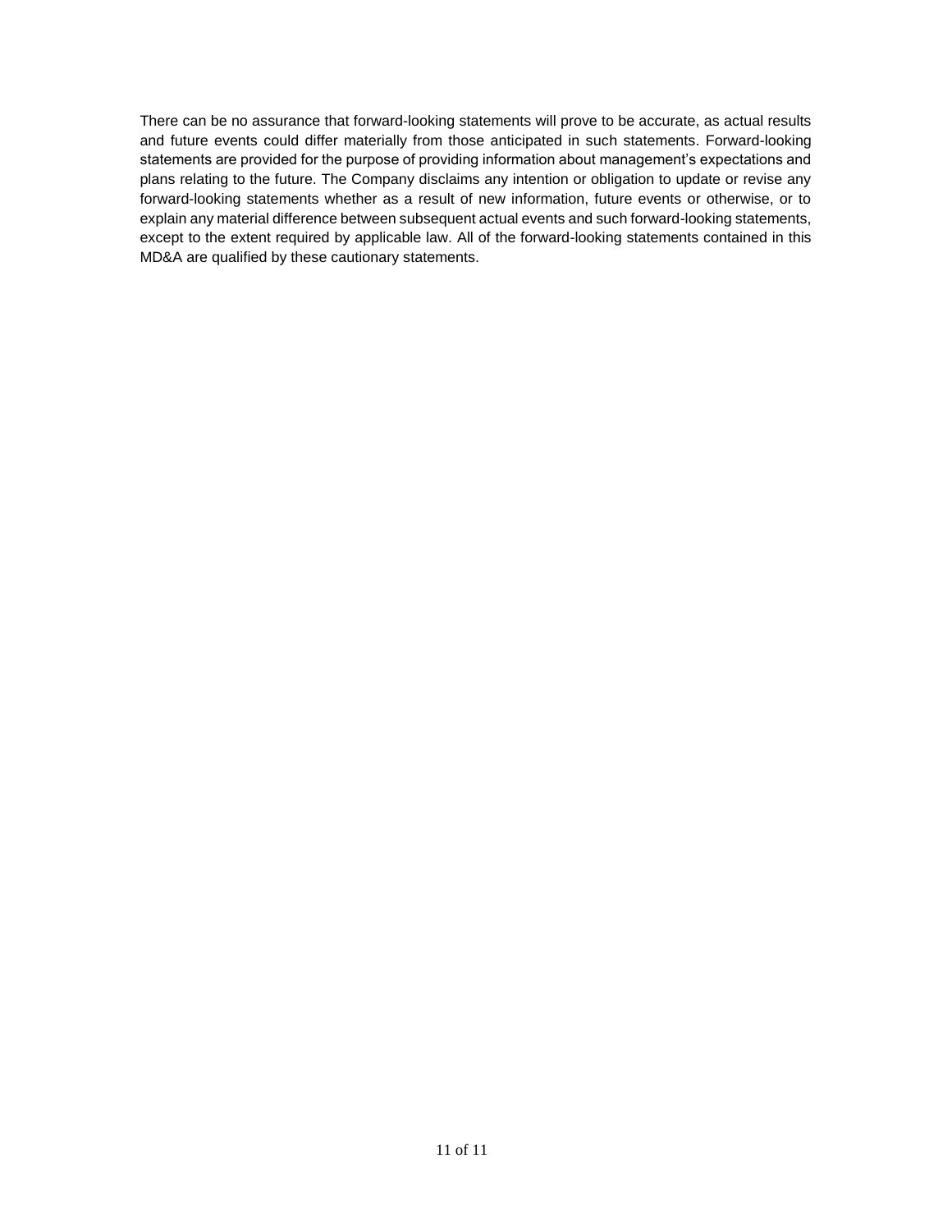There can be no assurance that forward-looking statements will prove to be accurate, as actual results and future events could differ materially from those anticipated in such statements. Forward-looking statements are provided for the purpose of providing information about management's expectations and plans relating to the future. The Company disclaims any intention or obligation to update or revise any forward-looking statements whether as a result of new information, future events or otherwise, or to explain any material difference between subsequent actual events and such forward-looking statements, except to the extent required by applicable law. All of the forward-looking statements contained in this MD&A are qualified by these cautionary statements.